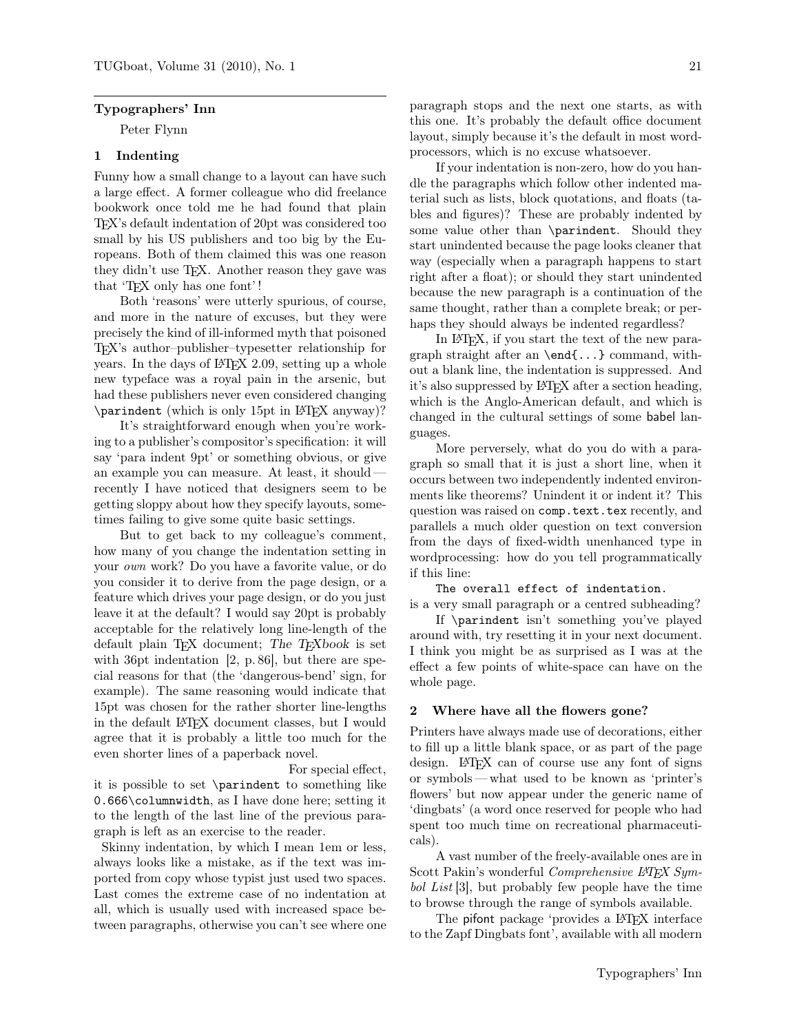**Typographers' Inn**

Peter Flynn

## 1 Indenting

Funny how a small change to a layout can have such a large effect. A former colleague who did freelance bookwork once told me he had found that plain TeX's default indentation of 20pt was considered too small by his US publishers and too big by the Europeans. Both of them claimed this was one reason they didn't use TeX. Another reason they gave was that 'TeX only has one font'!

Both 'reasons' were utterly spurious, of course, and more in the nature of excuses, but they were precisely the kind of ill-informed myth that poisoned TeX's author–publisher–typesetter relationship for years. In the days of LaTeX 2.09, setting up a whole new typeface was a royal pain in the arsenic, but had these publishers never even considered changing `\parindent` (which is only 15pt in LaTeX anyway)?

It's straightforward enough when you're working to a publisher's compositor's specification: it will say 'para indent 9pt' or something obvious, or give an example you can measure. At least, it should — recently I have noticed that designers seem to be getting sloppy about how they specify layouts, sometimes failing to give some quite basic settings.

But to get back to my colleague's comment, how many of you change the indentation setting in your *own* work? Do you have a favorite value, or do you consider it to derive from the page design, or a feature which drives your page design, or do you just leave it at the default? I would say 20pt is probably acceptable for the relatively long line-length of the default plain TeX document; *The TeXbook* is set with 36pt indentation [2, p. 86], but there are special reasons for that (the 'dangerous-bend' sign, for example). The same reasoning would indicate that 15pt was chosen for the rather shorter line-lengths in the default LaTeX document classes, but I would agree that it is probably a little too much for the even shorter lines of a paperback novel.

For special effect, it is possible to set `\parindent` to something like `0.666\columnwidth`, as I have done here; setting it to the length of the last line of the previous paragraph is left as an exercise to the reader.

Skinny indentation, by which I mean 1em or less, always looks like a mistake, as if the text was imported from copy whose typist just used two spaces. Last comes the extreme case of no indentation at all, which is usually used with increased space between paragraphs, otherwise you can't see where one paragraph stops and the next one starts, as with this one. It's probably the default office document layout, simply because it's the default in most word-processors, which is no excuse whatsoever.

If your indentation is non-zero, how do you handle the paragraphs which follow other indented material such as lists, block quotations, and floats (tables and figures)? These are probably indented by some value other than `\parindent`. Should they start unindented because the page looks cleaner that way (especially when a paragraph happens to start right after a float); or should they start unindented because the new paragraph is a continuation of the same thought, rather than a complete break; or perhaps they should always be indented regardless?

In LaTeX, if you start the text of the new paragraph straight after an `\end{...}` command, without a blank line, the indentation is suppressed. And it's also suppressed by LaTeX after a section heading, which is the Anglo-American default, and which is changed in the cultural settings of some babel languages.

More perversely, what do you do with a paragraph so small that it is just a short line, when it occurs between two independently indented environments like theorems? Unindent it or indent it? This question was raised on `comp.text.tex` recently, and parallels a much older question on text conversion from the days of fixed-width unenhanced type in wordprocessing: how do you tell programmatically if this line:

```
The overall effect of indentation.
```

is a very small paragraph or a centred subheading?

If `\parindent` isn't something you've played around with, try resetting it in your next document. I think you might be as surprised as I was at the effect a few points of white-space can have on the whole page.

## 2 Where have all the flowers gone?

Printers have always made use of decorations, either to fill up a little blank space, or as part of the page design. LaTeX can of course use any font of signs or symbols — what used to be known as 'printer's flowers' but now appear under the generic name of 'dingbats' (a word once reserved for people who had spent too much time on recreational pharmaceuticals).

A vast number of the freely-available ones are in Scott Pakin's wonderful *Comprehensive LaTeX Symbol List* [3], but probably few people have the time to browse through the range of symbols available.

The pifont package 'provides a LaTeX interface to the Zapf Dingbats font', available with all modern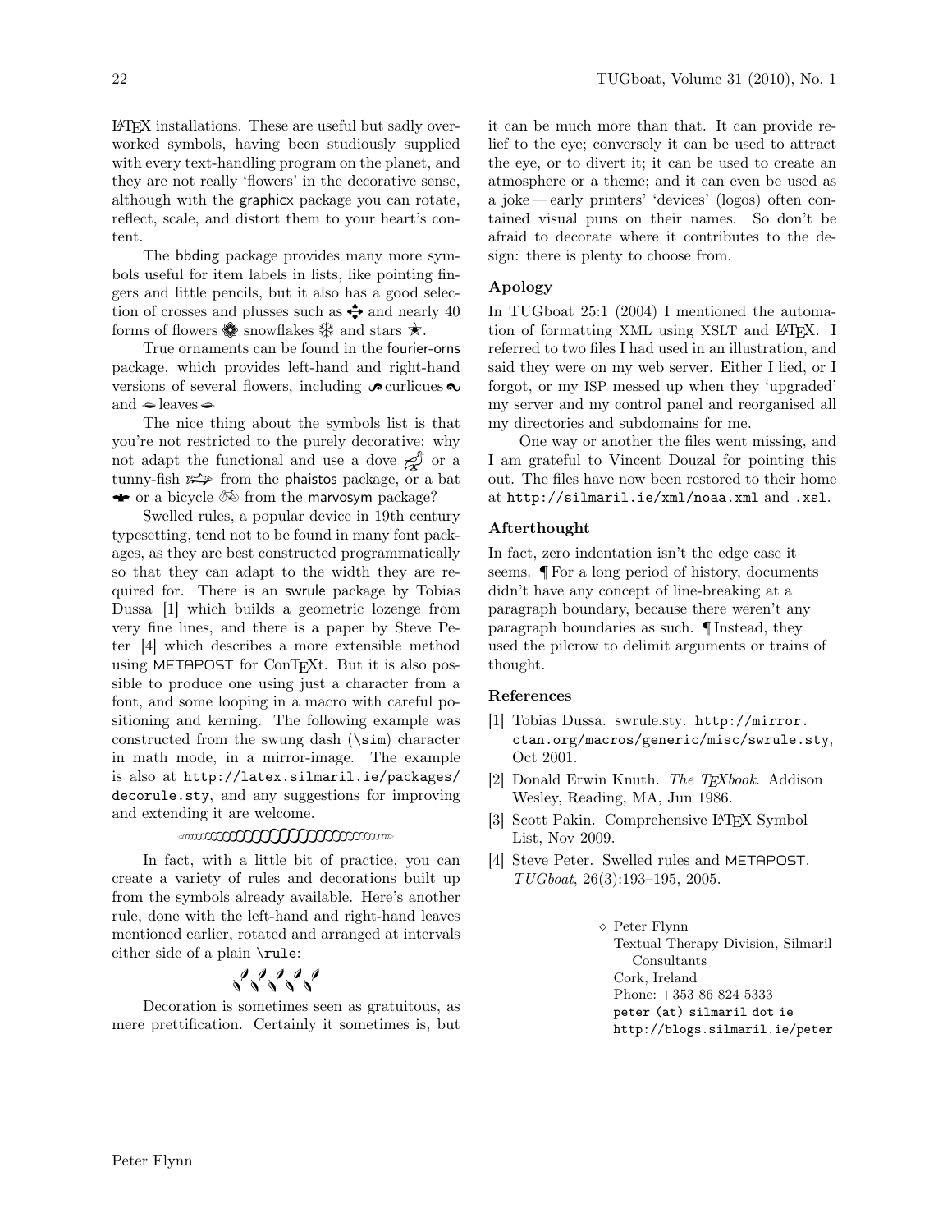LaTeX installations. These are useful but sadly overworked symbols, having been studiously supplied with every text-handling program on the planet, and they are not really 'flowers' in the decorative sense, although with the graphicx package you can rotate, reflect, scale, and distort them to your heart's content.

The bbding package provides many more symbols useful for item labels in lists, like pointing fingers and little pencils, but it also has a good selection of crosses and plusses such as ✣ and nearly 40 forms of flowers ❁ snowflakes ❆ and stars ✭.

True ornaments can be found in the fourier-orns package, which provides left-hand and right-hand versions of several flowers, including curlicues and leaves

The nice thing about the symbols list is that you're not restricted to the purely decorative: why not adapt the functional and use a dove or a tunny-fish from the phaistos package, or a bat or a bicycle from the marvosym package?

Swelled rules, a popular device in 19th century typesetting, tend not to be found in many font packages, as they are best constructed programmatically so that they can adapt to the width they are required for. There is an swrule package by Tobias Dussa [1] which builds a geometric lozenge from very fine lines, and there is a paper by Steve Peter [4] which describes a more extensible method using METAPOST for ConTEXt. But it is also possible to produce one using just a character from a font, and some looping in a macro with careful positioning and kerning. The following example was constructed from the swung dash (`\sim`) character in math mode, in a mirror-image. The example is also at `http://latex.silmaril.ie/packages/decorule.sty`, and any suggestions for improving and extending it are welcome.

In fact, with a little bit of practice, you can create a variety of rules and decorations built up from the symbols already available. Here's another rule, done with the left-hand and right-hand leaves mentioned earlier, rotated and arranged at intervals either side of a plain `\rule`:

Decoration is sometimes seen as gratuitous, as mere prettification. Certainly it sometimes is, but it can be much more than that. It can provide relief to the eye; conversely it can be used to attract the eye, or to divert it; it can be used to create an atmosphere or a theme; and it can even be used as a joke — early printers' 'devices' (logos) often contained visual puns on their names. So don't be afraid to decorate where it contributes to the design: there is plenty to choose from.

### Apology

In TUGboat 25:1 (2004) I mentioned the automation of formatting XML using XSLT and LaTeX. I referred to two files I had used in an illustration, and said they were on my web server. Either I lied, or I forgot, or my ISP messed up when they 'upgraded' my server and my control panel and reorganised all my directories and subdomains for me.

One way or another the files went missing, and I am grateful to Vincent Douzal for pointing this out. The files have now been restored to their home at `http://silmaril.ie/xml/noaa.xml` and `.xsl`.

### Afterthought

In fact, zero indentation isn't the edge case it seems. ¶ For a long period of history, documents didn't have any concept of line-breaking at a paragraph boundary, because there weren't any paragraph boundaries as such. ¶ Instead, they used the pilcrow to delimit arguments or trains of thought.

### References

[1] Tobias Dussa. swrule.sty. `http://mirror.ctan.org/macros/generic/misc/swrule.sty`, Oct 2001.

[2] Donald Erwin Knuth. *The TEXbook*. Addison Wesley, Reading, MA, Jun 1986.

[3] Scott Pakin. Comprehensive LaTeX Symbol List, Nov 2009.

[4] Steve Peter. Swelled rules and METAPOST. *TUGboat*, 26(3):193–195, 2005.

◇ Peter Flynn
Textual Therapy Division, Silmaril Consultants
Cork, Ireland
Phone: +353 86 824 5333
`peter (at) silmaril dot ie`
`http://blogs.silmaril.ie/peter`